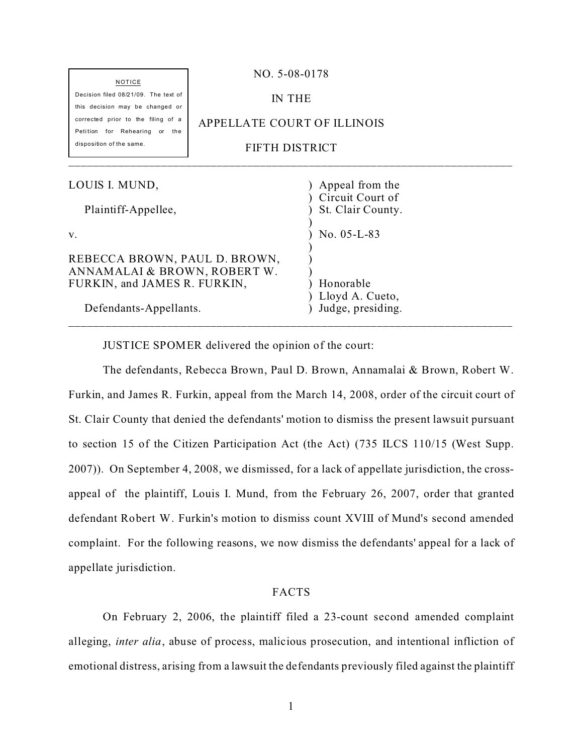NOTICE

Decision filed 08/21/09. The text of this decision may be changed or corrected prior to the filing of a Petition for Rehearing or the disposition of the same.

NO. 5-08-0178

IN THE

APPELLATE COURT OF ILLINOIS

FIFTH DISTRICT

---

| | |
|---|---|
| LOUIS I. MUND, | ) Appeal from the |
| | ) Circuit Court of |
| Plaintiff-Appellee, | ) St. Clair County. |
| | ) |
| v. | ) No. 05-L-83 |
| | ) |
| REBECCA BROWN, PAUL D. BROWN, | ) |
| ANNAMALAI & BROWN, ROBERT W. | ) |
| FURKIN, and JAMES R. FURKIN, | ) Honorable |
| | ) Lloyd A. Cueto, |
| Defendants-Appellants. | ) Judge, presiding. |

---

JUSTICE SPOMER delivered the opinion of the court:

The defendants, Rebecca Brown, Paul D. Brown, Annamalai & Brown, Robert W. Furkin, and James R. Furkin, appeal from the March 14, 2008, order of the circuit court of St. Clair County that denied the defendants' motion to dismiss the present lawsuit pursuant to section 15 of the Citizen Participation Act (the Act) (735 ILCS 110/15 (West Supp. 2007)). On September 4, 2008, we dismissed, for a lack of appellate jurisdiction, the cross-appeal of the plaintiff, Louis I. Mund, from the February 26, 2007, order that granted defendant Robert W. Furkin's motion to dismiss count XVIII of Mund's second amended complaint. For the following reasons, we now dismiss the defendants' appeal for a lack of appellate jurisdiction.

## FACTS

On February 2, 2006, the plaintiff filed a 23-count second amended complaint alleging, *inter alia*, abuse of process, malicious prosecution, and intentional infliction of emotional distress, arising from a lawsuit the defendants previously filed against the plaintiff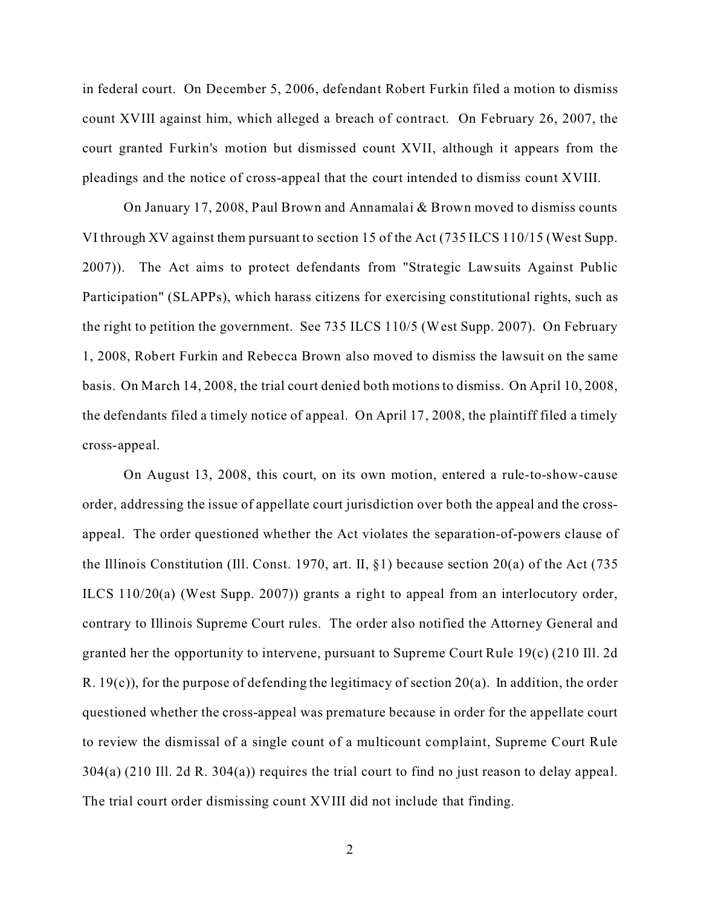in federal court. On December 5, 2006, defendant Robert Furkin filed a motion to dismiss count XVIII against him, which alleged a breach of contract. On February 26, 2007, the court granted Furkin's motion but dismissed count XVII, although it appears from the pleadings and the notice of cross-appeal that the court intended to dismiss count XVIII.

On January 17, 2008, Paul Brown and Annamalai & Brown moved to dismiss counts VI through XV against them pursuant to section 15 of the Act (735 ILCS 110/15 (West Supp. 2007)). The Act aims to protect defendants from "Strategic Lawsuits Against Public Participation" (SLAPPs), which harass citizens for exercising constitutional rights, such as the right to petition the government. See 735 ILCS 110/5 (West Supp. 2007). On February 1, 2008, Robert Furkin and Rebecca Brown also moved to dismiss the lawsuit on the same basis. On March 14, 2008, the trial court denied both motions to dismiss. On April 10, 2008, the defendants filed a timely notice of appeal. On April 17, 2008, the plaintiff filed a timely cross-appeal.

On August 13, 2008, this court, on its own motion, entered a rule-to-show-cause order, addressing the issue of appellate court jurisdiction over both the appeal and the cross-appeal. The order questioned whether the Act violates the separation-of-powers clause of the Illinois Constitution (Ill. Const. 1970, art. II, §1) because section 20(a) of the Act (735 ILCS 110/20(a) (West Supp. 2007)) grants a right to appeal from an interlocutory order, contrary to Illinois Supreme Court rules. The order also notified the Attorney General and granted her the opportunity to intervene, pursuant to Supreme Court Rule 19(c) (210 Ill. 2d R. 19(c)), for the purpose of defending the legitimacy of section 20(a). In addition, the order questioned whether the cross-appeal was premature because in order for the appellate court to review the dismissal of a single count of a multicount complaint, Supreme Court Rule 304(a) (210 Ill. 2d R. 304(a)) requires the trial court to find no just reason to delay appeal. The trial court order dismissing count XVIII did not include that finding.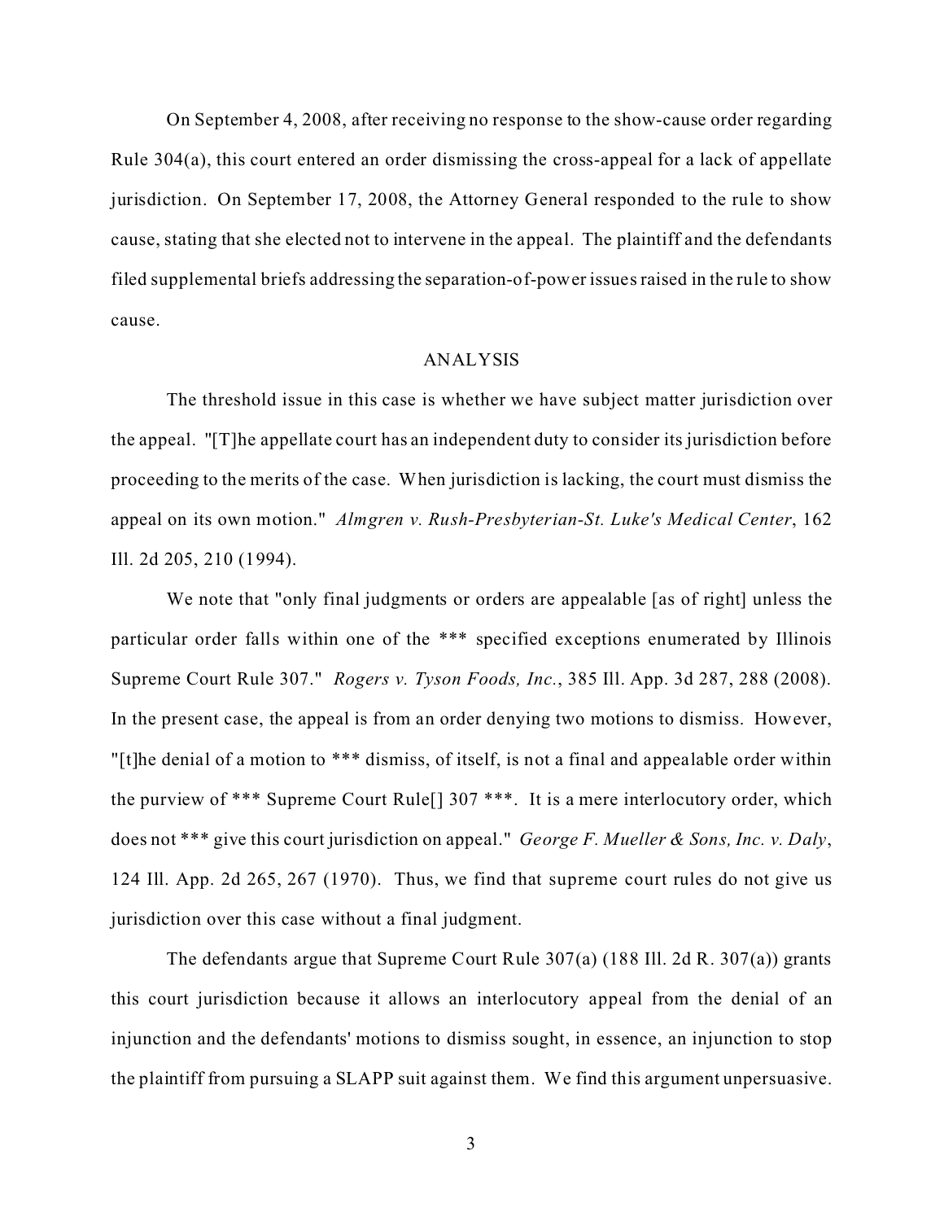On September 4, 2008, after receiving no response to the show-cause order regarding Rule 304(a), this court entered an order dismissing the cross-appeal for a lack of appellate jurisdiction. On September 17, 2008, the Attorney General responded to the rule to show cause, stating that she elected not to intervene in the appeal. The plaintiff and the defendants filed supplemental briefs addressing the separation-of-power issues raised in the rule to show cause.

## ANALYSIS

The threshold issue in this case is whether we have subject matter jurisdiction over the appeal. "[T]he appellate court has an independent duty to consider its jurisdiction before proceeding to the merits of the case. When jurisdiction is lacking, the court must dismiss the appeal on its own motion." *Almgren v. Rush-Presbyterian-St. Luke's Medical Center*, 162 Ill. 2d 205, 210 (1994).

We note that "only final judgments or orders are appealable [as of right] unless the particular order falls within one of the *** specified exceptions enumerated by Illinois Supreme Court Rule 307." *Rogers v. Tyson Foods, Inc.*, 385 Ill. App. 3d 287, 288 (2008). In the present case, the appeal is from an order denying two motions to dismiss. However, "[t]he denial of a motion to *** dismiss, of itself, is not a final and appealable order within the purview of *** Supreme Court Rule[] 307 ***. It is a mere interlocutory order, which does not *** give this court jurisdiction on appeal." *George F. Mueller & Sons, Inc. v. Daly*, 124 Ill. App. 2d 265, 267 (1970). Thus, we find that supreme court rules do not give us jurisdiction over this case without a final judgment.

The defendants argue that Supreme Court Rule 307(a) (188 Ill. 2d R. 307(a)) grants this court jurisdiction because it allows an interlocutory appeal from the denial of an injunction and the defendants' motions to dismiss sought, in essence, an injunction to stop the plaintiff from pursuing a SLAPP suit against them. We find this argument unpersuasive.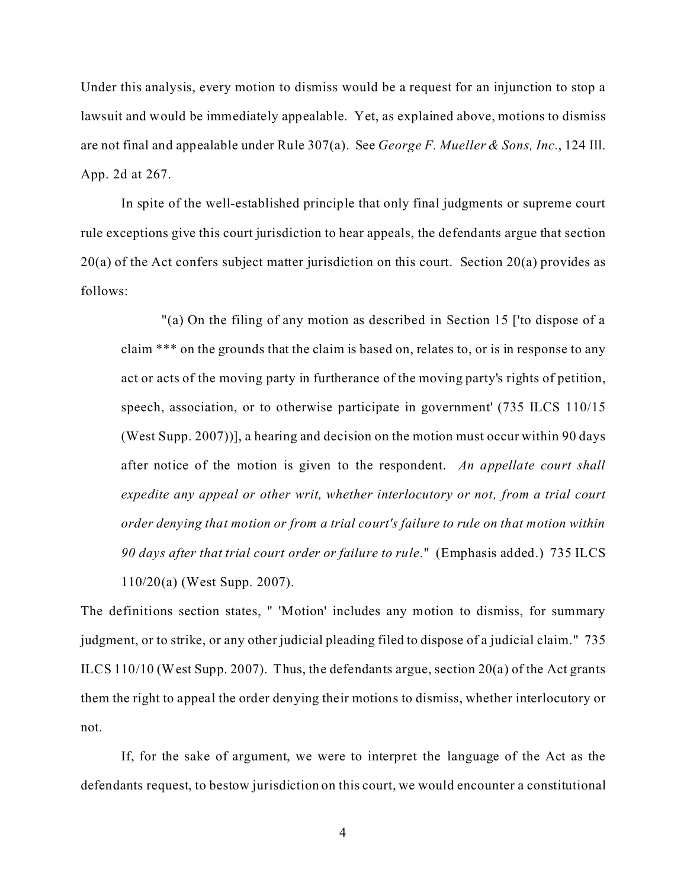Under this analysis, every motion to dismiss would be a request for an injunction to stop a lawsuit and would be immediately appealable. Yet, as explained above, motions to dismiss are not final and appealable under Rule 307(a). See *George F. Mueller & Sons, Inc.*, 124 Ill. App. 2d at 267.

In spite of the well-established principle that only final judgments or supreme court rule exceptions give this court jurisdiction to hear appeals, the defendants argue that section 20(a) of the Act confers subject matter jurisdiction on this court. Section 20(a) provides as follows:

> "(a) On the filing of any motion as described in Section 15 ['to dispose of a claim *** on the grounds that the claim is based on, relates to, or is in response to any act or acts of the moving party in furtherance of the moving party's rights of petition, speech, association, or to otherwise participate in government' (735 ILCS 110/15 (West Supp. 2007))], a hearing and decision on the motion must occur within 90 days after notice of the motion is given to the respondent. *An appellate court shall expedite any appeal or other writ, whether interlocutory or not, from a trial court order denying that motion or from a trial court's failure to rule on that motion within 90 days after that trial court order or failure to rule*." (Emphasis added.) 735 ILCS 110/20(a) (West Supp. 2007).

The definitions section states, " 'Motion' includes any motion to dismiss, for summary judgment, or to strike, or any other judicial pleading filed to dispose of a judicial claim." 735 ILCS 110/10 (West Supp. 2007). Thus, the defendants argue, section 20(a) of the Act grants them the right to appeal the order denying their motions to dismiss, whether interlocutory or not.

If, for the sake of argument, we were to interpret the language of the Act as the defendants request, to bestow jurisdiction on this court, we would encounter a constitutional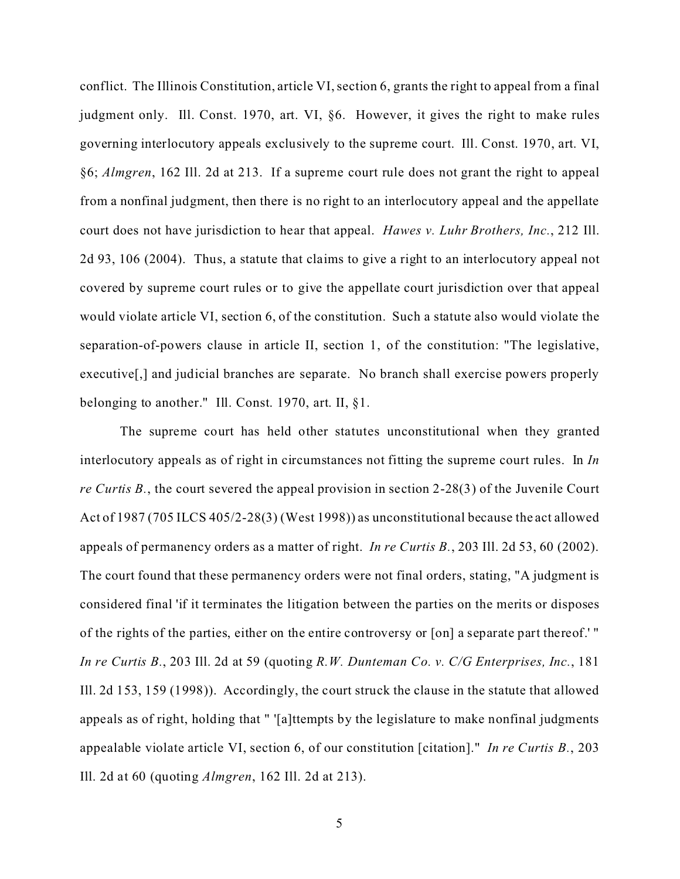conflict. The Illinois Constitution, article VI, section 6, grants the right to appeal from a final judgment only. Ill. Const. 1970, art. VI, §6. However, it gives the right to make rules governing interlocutory appeals exclusively to the supreme court. Ill. Const. 1970, art. VI, §6; *Almgren*, 162 Ill. 2d at 213. If a supreme court rule does not grant the right to appeal from a nonfinal judgment, then there is no right to an interlocutory appeal and the appellate court does not have jurisdiction to hear that appeal. *Hawes v. Luhr Brothers, Inc.*, 212 Ill. 2d 93, 106 (2004). Thus, a statute that claims to give a right to an interlocutory appeal not covered by supreme court rules or to give the appellate court jurisdiction over that appeal would violate article VI, section 6, of the constitution. Such a statute also would violate the separation-of-powers clause in article II, section 1, of the constitution: "The legislative, executive[,] and judicial branches are separate. No branch shall exercise powers properly belonging to another." Ill. Const. 1970, art. II, §1.

The supreme court has held other statutes unconstitutional when they granted interlocutory appeals as of right in circumstances not fitting the supreme court rules. In *In re Curtis B.*, the court severed the appeal provision in section 2-28(3) of the Juvenile Court Act of 1987 (705 ILCS 405/2-28(3) (West 1998)) as unconstitutional because the act allowed appeals of permanency orders as a matter of right. *In re Curtis B.*, 203 Ill. 2d 53, 60 (2002). The court found that these permanency orders were not final orders, stating, "A judgment is considered final 'if it terminates the litigation between the parties on the merits or disposes of the rights of the parties, either on the entire controversy or [on] a separate part thereof.' " *In re Curtis B.*, 203 Ill. 2d at 59 (quoting *R.W. Dunteman Co. v. C/G Enterprises, Inc.*, 181 Ill. 2d 153, 159 (1998)). Accordingly, the court struck the clause in the statute that allowed appeals as of right, holding that " '[a]ttempts by the legislature to make nonfinal judgments appealable violate article VI, section 6, of our constitution [citation]." *In re Curtis B.*, 203 Ill. 2d at 60 (quoting *Almgren*, 162 Ill. 2d at 213).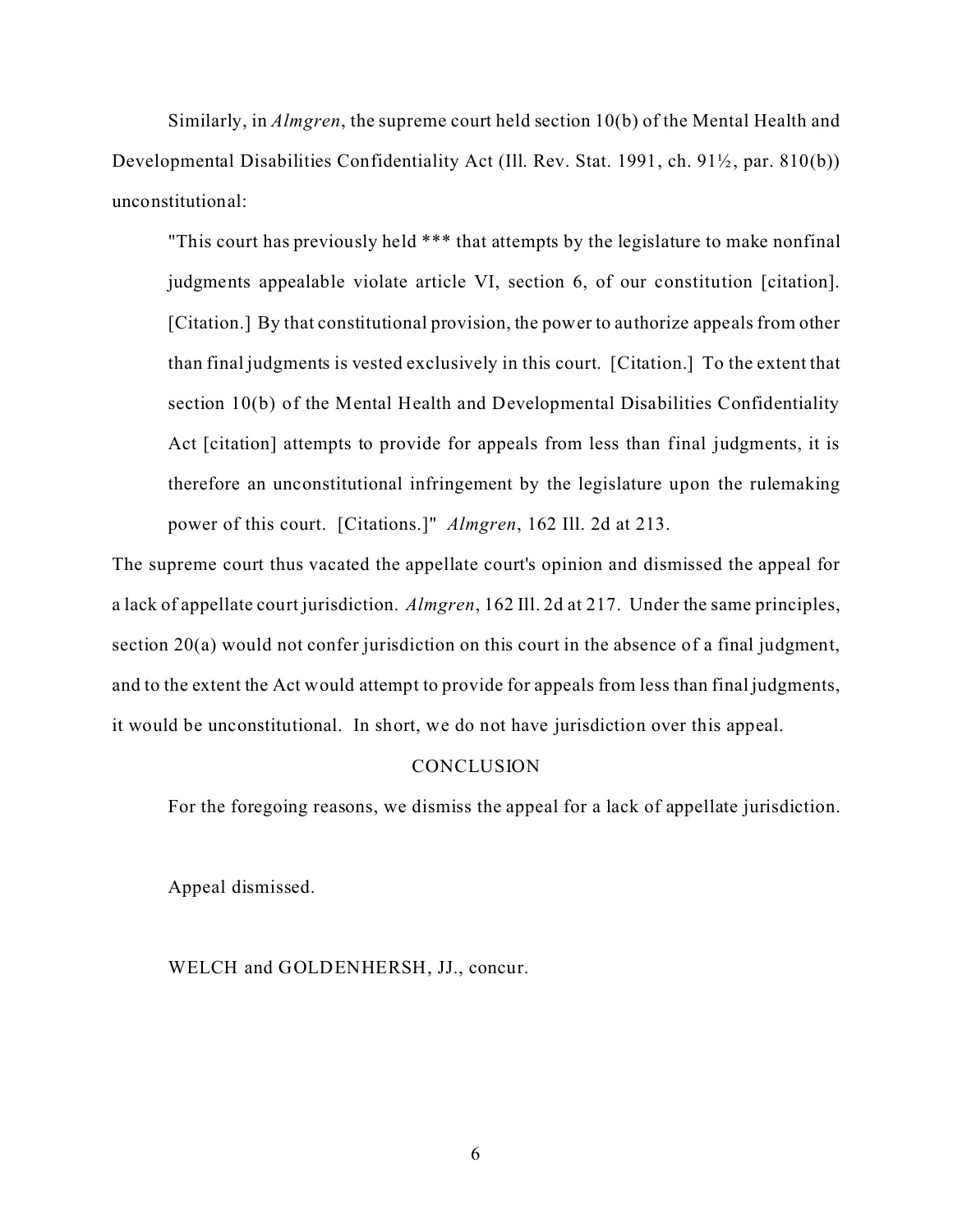Similarly, in *Almgren*, the supreme court held section 10(b) of the Mental Health and Developmental Disabilities Confidentiality Act (Ill. Rev. Stat. 1991, ch. 91½, par. 810(b)) unconstitutional:

> "This court has previously held *** that attempts by the legislature to make nonfinal judgments appealable violate article VI, section 6, of our constitution [citation]. [Citation.] By that constitutional provision, the power to authorize appeals from other than final judgments is vested exclusively in this court. [Citation.] To the extent that section 10(b) of the Mental Health and Developmental Disabilities Confidentiality Act [citation] attempts to provide for appeals from less than final judgments, it is therefore an unconstitutional infringement by the legislature upon the rulemaking power of this court. [Citations.]" *Almgren*, 162 Ill. 2d at 213.

The supreme court thus vacated the appellate court's opinion and dismissed the appeal for a lack of appellate court jurisdiction. *Almgren*, 162 Ill. 2d at 217. Under the same principles, section 20(a) would not confer jurisdiction on this court in the absence of a final judgment, and to the extent the Act would attempt to provide for appeals from less than final judgments, it would be unconstitutional. In short, we do not have jurisdiction over this appeal.

## CONCLUSION

For the foregoing reasons, we dismiss the appeal for a lack of appellate jurisdiction.

Appeal dismissed.

WELCH and GOLDENHERSH, JJ., concur.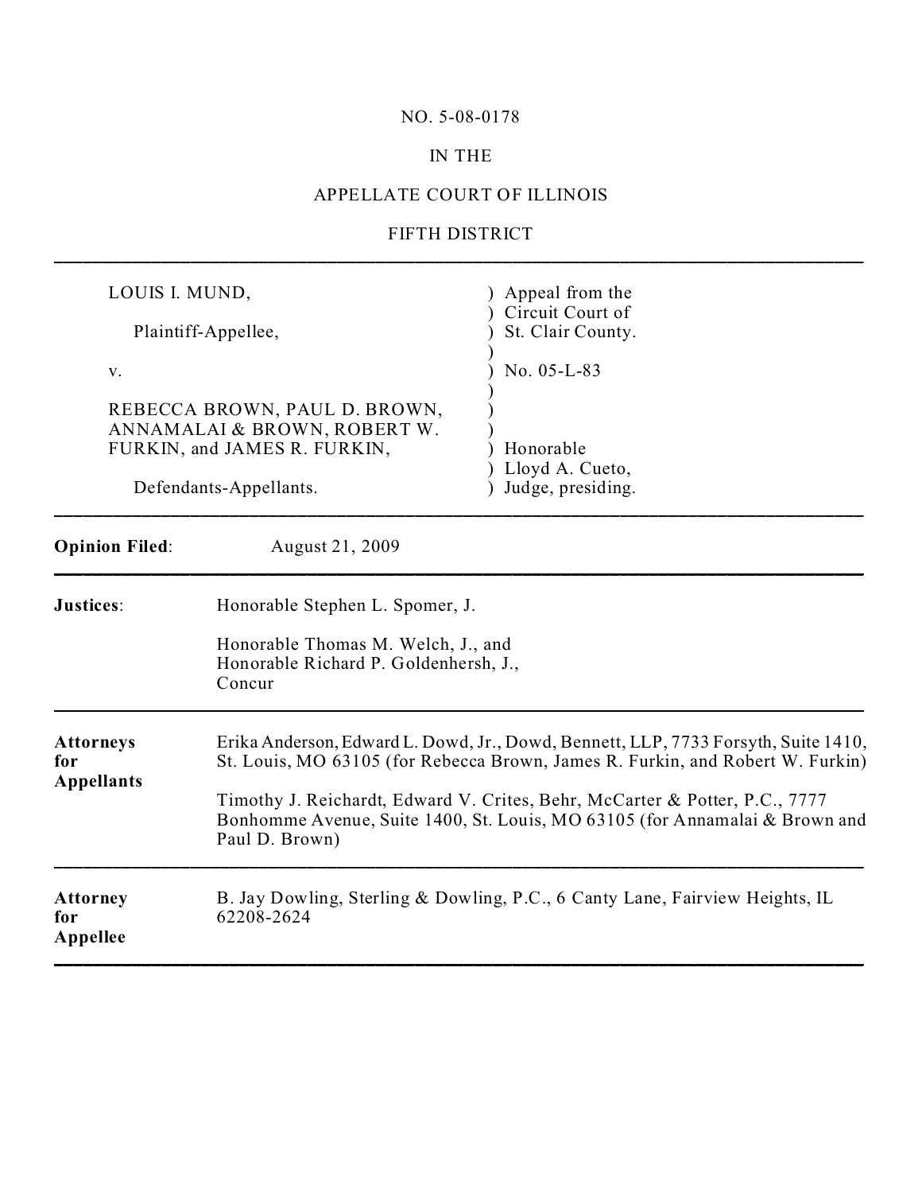NO. 5-08-0178

IN THE

APPELLATE COURT OF ILLINOIS

FIFTH DISTRICT

---

| | |
|---|---|
| LOUIS I. MUND,<br><br>Plaintiff-Appellee,<br><br>v.<br><br>REBECCA BROWN, PAUL D. BROWN, ANNAMALAI & BROWN, ROBERT W. FURKIN, and JAMES R. FURKIN,<br><br>Defendants-Appellants. | ) Appeal from the<br>) Circuit Court of<br>) St. Clair County.<br>)<br>) No. 05-L-83<br>)<br>)<br>)<br>) Honorable<br>) Lloyd A. Cueto,<br>) Judge, presiding. |

---

**Opinion Filed**: August 21, 2009

---

**Justices**: Honorable Stephen L. Spomer, J.

Honorable Thomas M. Welch, J., and
Honorable Richard P. Goldenhersh, J.,
Concur

---

**Attorneys for Appellants**

Erika Anderson, Edward L. Dowd, Jr., Dowd, Bennett, LLP, 7733 Forsyth, Suite 1410, St. Louis, MO 63105 (for Rebecca Brown, James R. Furkin, and Robert W. Furkin)

Timothy J. Reichardt, Edward V. Crites, Behr, McCarter & Potter, P.C., 7777 Bonhomme Avenue, Suite 1400, St. Louis, MO 63105 (for Annamalai & Brown and Paul D. Brown)

---

**Attorney for Appellee**

B. Jay Dowling, Sterling & Dowling, P.C., 6 Canty Lane, Fairview Heights, IL 62208-2624

---